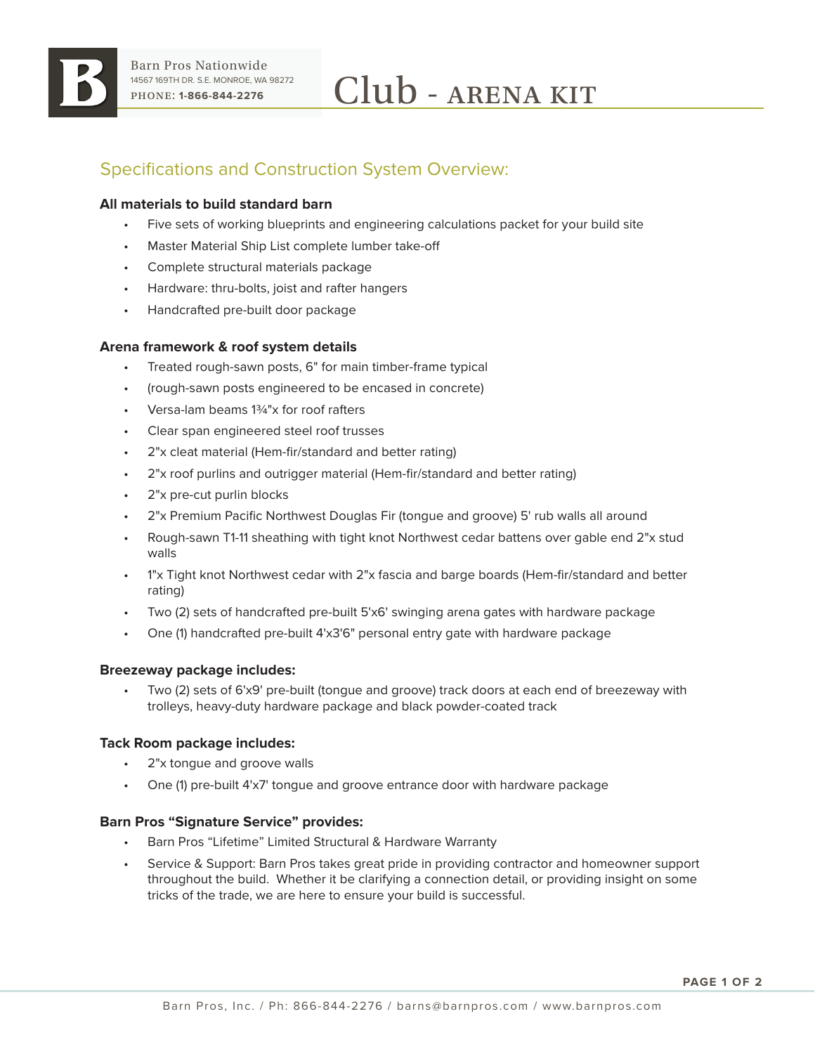Barn Pros Nationwide
14567 169TH DR. S.E. MONROE, WA 98272
PHONE: **1-866-844-2276**

# Club - ARENA KIT

## Specifications and Construction System Overview:

**All materials to build standard barn**

- Five sets of working blueprints and engineering calculations packet for your build site
- Master Material Ship List complete lumber take-off
- Complete structural materials package
- Hardware: thru-bolts, joist and rafter hangers
- Handcrafted pre-built door package

**Arena framework & roof system details**

- Treated rough-sawn posts, 6" for main timber-frame typical
- (rough-sawn posts engineered to be encased in concrete)
- Versa-lam beams 1¾"x for roof rafters
- Clear span engineered steel roof trusses
- 2"x cleat material (Hem-fir/standard and better rating)
- 2"x roof purlins and outrigger material (Hem-fir/standard and better rating)
- 2"x pre-cut purlin blocks
- 2"x Premium Pacific Northwest Douglas Fir (tongue and groove) 5' rub walls all around
- Rough-sawn T1-11 sheathing with tight knot Northwest cedar battens over gable end 2"x stud walls
- 1"x Tight knot Northwest cedar with 2"x fascia and barge boards (Hem-fir/standard and better rating)
- Two (2) sets of handcrafted pre-built 5'x6' swinging arena gates with hardware package
- One (1) handcrafted pre-built 4'x3'6" personal entry gate with hardware package

**Breezeway package includes:**

- Two (2) sets of 6'x9' pre-built (tongue and groove) track doors at each end of breezeway with trolleys, heavy-duty hardware package and black powder-coated track

**Tack Room package includes:**

- 2"x tongue and groove walls
- One (1) pre-built 4'x7' tongue and groove entrance door with hardware package

**Barn Pros "Signature Service" provides:**

- Barn Pros "Lifetime" Limited Structural & Hardware Warranty
- Service & Support: Barn Pros takes great pride in providing contractor and homeowner support throughout the build. Whether it be clarifying a connection detail, or providing insight on some tricks of the trade, we are here to ensure your build is successful.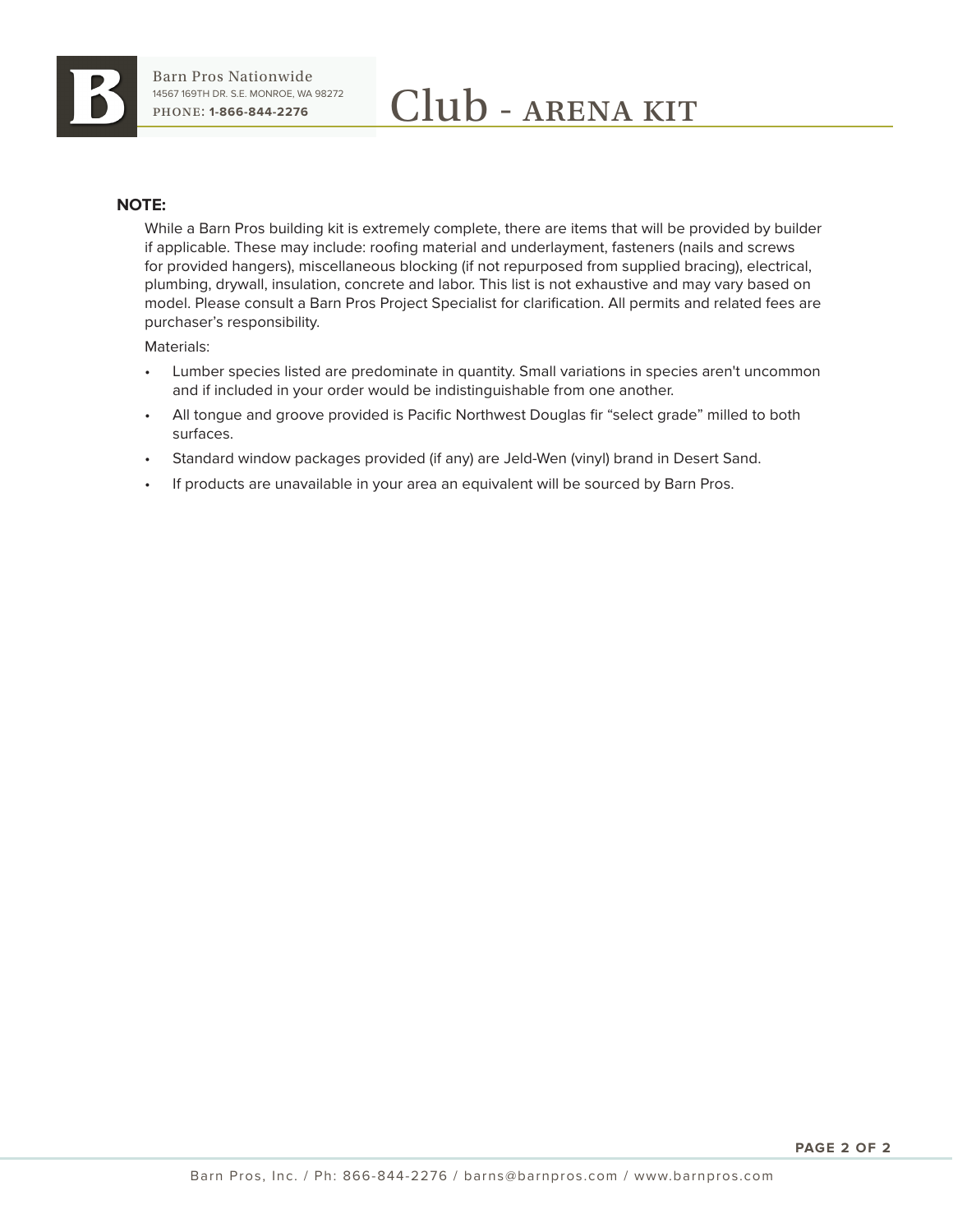**NOTE:**

While a Barn Pros building kit is extremely complete, there are items that will be provided by builder if applicable. These may include: roofing material and underlayment, fasteners (nails and screws for provided hangers), miscellaneous blocking (if not repurposed from supplied bracing), electrical, plumbing, drywall, insulation, concrete and labor. This list is not exhaustive and may vary based on model. Please consult a Barn Pros Project Specialist for clarification. All permits and related fees are purchaser's responsibility.

Materials:

- Lumber species listed are predominate in quantity. Small variations in species aren't uncommon and if included in your order would be indistinguishable from one another.
- All tongue and groove provided is Pacific Northwest Douglas fir "select grade" milled to both surfaces.
- Standard window packages provided (if any) are Jeld-Wen (vinyl) brand in Desert Sand.
- If products are unavailable in your area an equivalent will be sourced by Barn Pros.